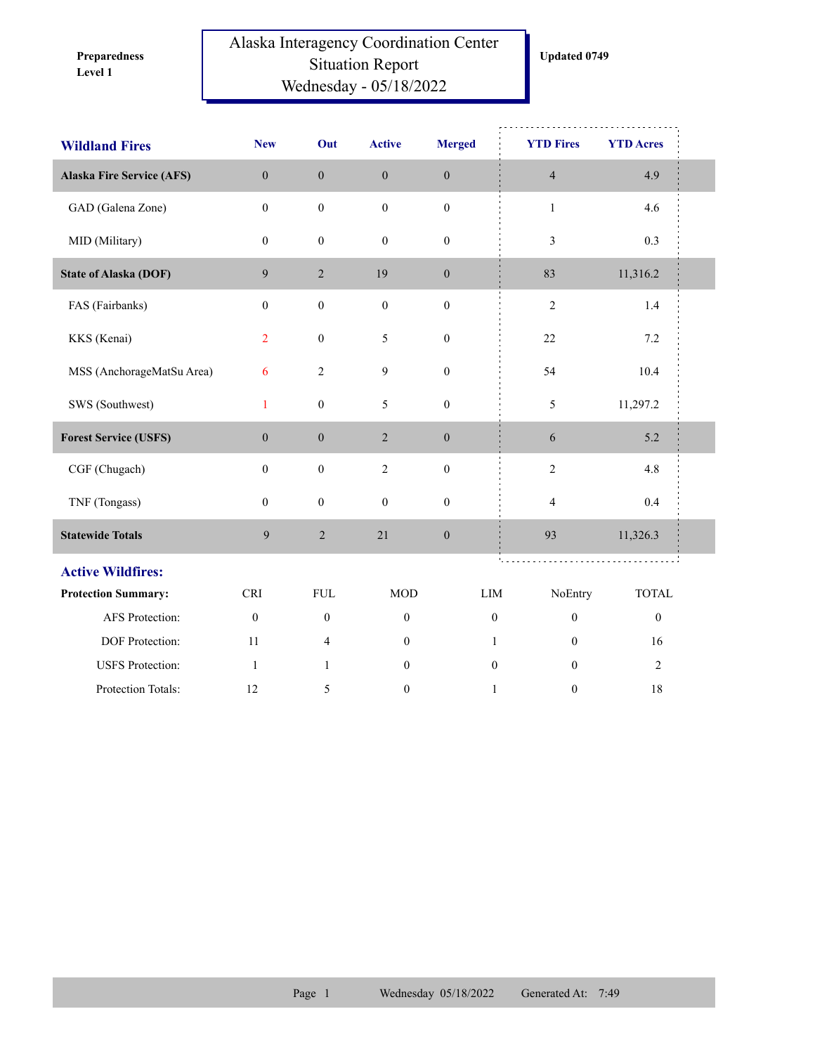Preparedness Level 1

# Alaska Interagency Coordination Center Situation Report Wednesday - 05/18/2022

Updated 0749

| Wildland Fires | New | Out | Active | Merged | YTD Fires | YTD Acres |
|---|---|---|---|---|---|---|
| **Alaska Fire Service (AFS)** | 0 | 0 | 0 | 0 | 4 | 4.9 |
| GAD (Galena Zone) | 0 | 0 | 0 | 0 | 1 | 4.6 |
| MID (Military) | 0 | 0 | 0 | 0 | 3 | 0.3 |
| **State of Alaska (DOF)** | 9 | 2 | 19 | 0 | 83 | 11,316.2 |
| FAS (Fairbanks) | 0 | 0 | 0 | 0 | 2 | 1.4 |
| KKS (Kenai) | 2 | 0 | 5 | 0 | 22 | 7.2 |
| MSS (AnchorageMatSu Area) | 6 | 2 | 9 | 0 | 54 | 10.4 |
| SWS (Southwest) | 1 | 0 | 5 | 0 | 5 | 11,297.2 |
| **Forest Service (USFS)** | 0 | 0 | 2 | 0 | 6 | 5.2 |
| CGF (Chugach) | 0 | 0 | 2 | 0 | 2 | 4.8 |
| TNF (Tongass) | 0 | 0 | 0 | 0 | 4 | 0.4 |
| **Statewide Totals** | 9 | 2 | 21 | 0 | 93 | 11,326.3 |

## Active Wildfires:

| Protection Summary: | CRI | FUL | MOD | LIM | NoEntry | TOTAL |
|---|---|---|---|---|---|---|
| AFS Protection: | 0 | 0 | 0 | 0 | 0 | 0 |
| DOF Protection: | 11 | 4 | 0 | 1 | 0 | 16 |
| USFS Protection: | 1 | 1 | 0 | 0 | 0 | 2 |
| Protection Totals: | 12 | 5 | 0 | 1 | 0 | 18 |

Wednesday 05/18/2022 Generated At: 7:49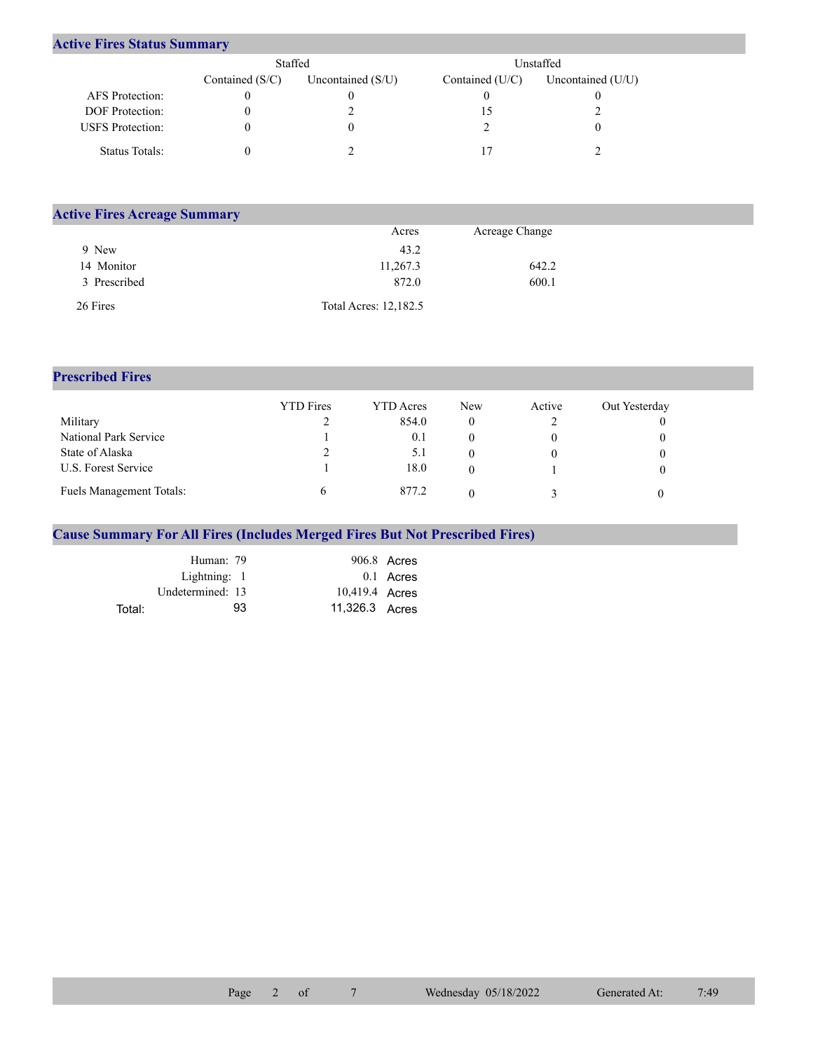## Active Fires Status Summary

| | Staffed | | Unstaffed | |
|---|---|---|---|---|
| | Contained (S/C) | Uncontained (S/U) | Contained (U/C) | Uncontained (U/U) |
| AFS Protection: | 0 | 0 | 0 | 0 |
| DOF Protection: | 0 | 2 | 15 | 2 |
| USFS Protection: | 0 | 0 | 2 | 0 |
| Status Totals: | 0 | 2 | 17 | 2 |

## Active Fires Acreage Summary

| | Acres | Acreage Change |
|---|---|---|
| 9 New | 43.2 | |
| 14 Monitor | 11,267.3 | 642.2 |
| 3 Prescribed | 872.0 | 600.1 |
| 26 Fires | Total Acres: 12,182.5 | |

## Prescribed Fires

| | YTD Fires | YTD Acres | New | Active | Out Yesterday |
|---|---|---|---|---|---|
| Military | 2 | 854.0 | 0 | 2 | 0 |
| National Park Service | 1 | 0.1 | 0 | 0 | 0 |
| State of Alaska | 2 | 5.1 | 0 | 0 | 0 |
| U.S. Forest Service | 1 | 18.0 | 0 | 1 | 0 |
| Fuels Management Totals: | 6 | 877.2 | 0 | 3 | 0 |

## Cause Summary For All Fires (Includes Merged Fires But Not Prescribed Fires)

| | | |
|---|---|---|
| Human: 79 | 906.8 | Acres |
| Lightning: 1 | 0.1 | Acres |
| Undetermined: 13 | 10,419.4 | Acres |
| Total: 93 | 11,326.3 | Acres |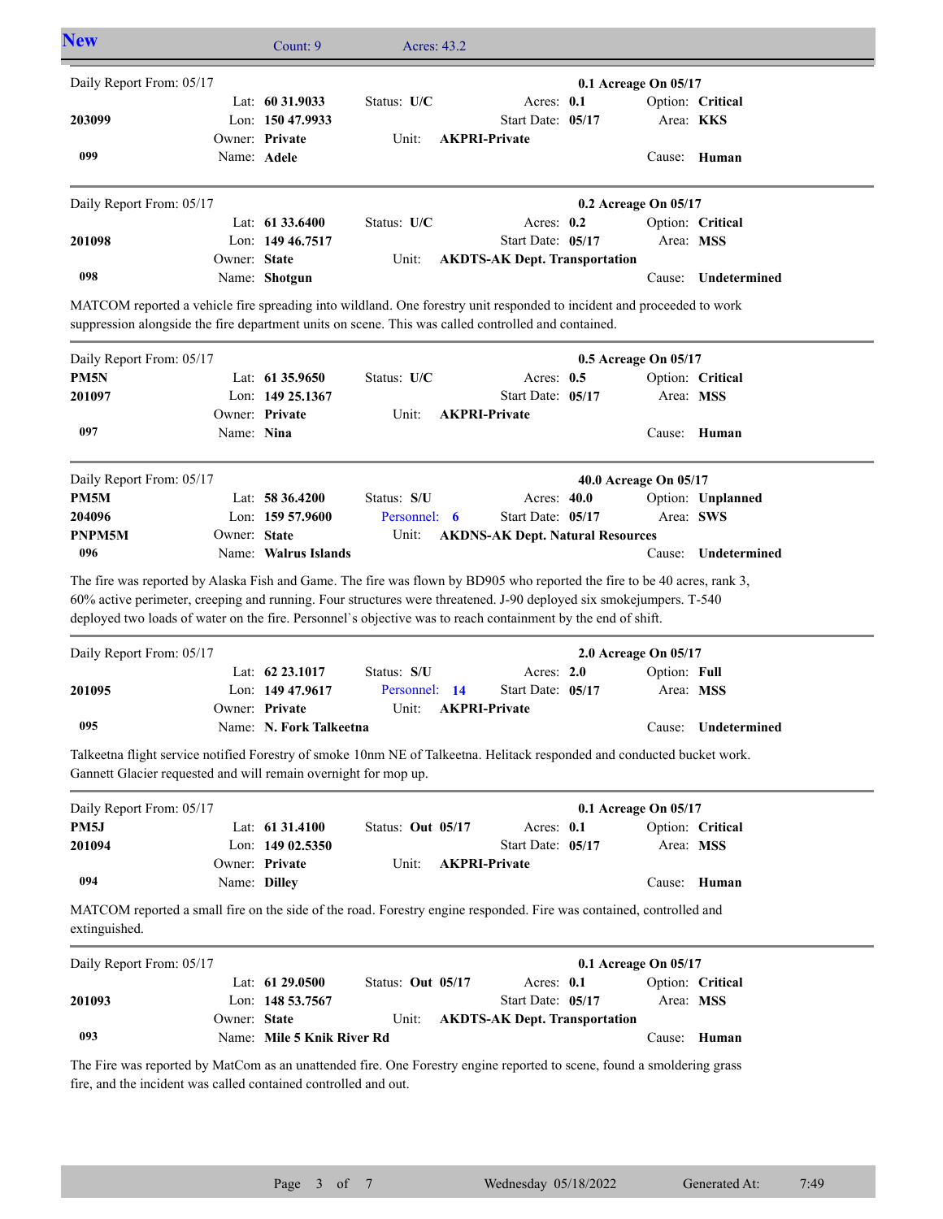## New

Count: 9 Acres: 43.2

---

Daily Report From: 05/17 | **0.1 Acreage On 05/17**

| | | | | |
|---|---|---|---|---|
| | Lat: **60 31.9033** | Status: **U/C** | Acres: **0.1** | Option: **Critical** |
| **203099** | Lon: **150 47.9933** | | Start Date: **05/17** | Area: **KKS** |
| | Owner: **Private** | Unit: **AKPRI-Private** | | |
| **099** | Name: **Adele** | | | Cause: **Human** |

---

Daily Report From: 05/17 | **0.2 Acreage On 05/17**

| | | | | |
|---|---|---|---|---|
| | Lat: **61 33.6400** | Status: **U/C** | Acres: **0.2** | Option: **Critical** |
| **201098** | Lon: **149 46.7517** | | Start Date: **05/17** | Area: **MSS** |
| | Owner: **State** | Unit: **AKDTS-AK Dept. Transportation** | | |
| **098** | Name: **Shotgun** | | | Cause: **Undetermined** |

MATCOM reported a vehicle fire spreading into wildland. One forestry unit responded to incident and proceeded to work suppression alongside the fire department units on scene. This was called controlled and contained.

---

Daily Report From: 05/17 | **0.5 Acreage On 05/17**

| | | | | |
|---|---|---|---|---|
| **PM5N** | Lat: **61 35.9650** | Status: **U/C** | Acres: **0.5** | Option: **Critical** |
| **201097** | Lon: **149 25.1367** | | Start Date: **05/17** | Area: **MSS** |
| | Owner: **Private** | Unit: **AKPRI-Private** | | |
| **097** | Name: **Nina** | | | Cause: **Human** |

---

Daily Report From: 05/17 | **40.0 Acreage On 05/17**

| | | | | |
|---|---|---|---|---|
| **PM5M** | Lat: **58 36.4200** | Status: **S/U** | Acres: **40.0** | Option: **Unplanned** |
| **204096** | Lon: **159 57.9600** | Personnel: **6** | Start Date: **05/17** | Area: **SWS** |
| **PNPM5M** | Owner: **State** | Unit: **AKDNS-AK Dept. Natural Resources** | | |
| **096** | Name: **Walrus Islands** | | | Cause: **Undetermined** |

The fire was reported by Alaska Fish and Game. The fire was flown by BD905 who reported the fire to be 40 acres, rank 3, 60% active perimeter, creeping and running. Four structures were threatened. J-90 deployed six smokejumpers. T-540 deployed two loads of water on the fire. Personnel`s objective was to reach containment by the end of shift.

---

Daily Report From: 05/17 | **2.0 Acreage On 05/17**

| | | | | |
|---|---|---|---|---|
| | Lat: **62 23.1017** | Status: **S/U** | Acres: **2.0** | Option: **Full** |
| **201095** | Lon: **149 47.9617** | Personnel: **14** | Start Date: **05/17** | Area: **MSS** |
| | Owner: **Private** | Unit: **AKPRI-Private** | | |
| **095** | Name: **N. Fork Talkeetna** | | | Cause: **Undetermined** |

Talkeetna flight service notified Forestry of smoke 10nm NE of Talkeetna. Helitack responded and conducted bucket work. Gannett Glacier requested and will remain overnight for mop up.

---

Daily Report From: 05/17 | **0.1 Acreage On 05/17**

| | | | | |
|---|---|---|---|---|
| **PM5J** | Lat: **61 31.4100** | Status: **Out 05/17** | Acres: **0.1** | Option: **Critical** |
| **201094** | Lon: **149 02.5350** | | Start Date: **05/17** | Area: **MSS** |
| | Owner: **Private** | Unit: **AKPRI-Private** | | |
| **094** | Name: **Dilley** | | | Cause: **Human** |

MATCOM reported a small fire on the side of the road. Forestry engine responded. Fire was contained, controlled and extinguished.

---

Daily Report From: 05/17 | **0.1 Acreage On 05/17**

| | | | | |
|---|---|---|---|---|
| | Lat: **61 29.0500** | Status: **Out 05/17** | Acres: **0.1** | Option: **Critical** |
| **201093** | Lon: **148 53.7567** | | Start Date: **05/17** | Area: **MSS** |
| | Owner: **State** | Unit: **AKDTS-AK Dept. Transportation** | | |
| **093** | Name: **Mile 5 Knik River Rd** | | | Cause: **Human** |

The Fire was reported by MatCom as an unattended fire. One Forestry engine reported to scene, found a smoldering grass fire, and the incident was called contained controlled and out.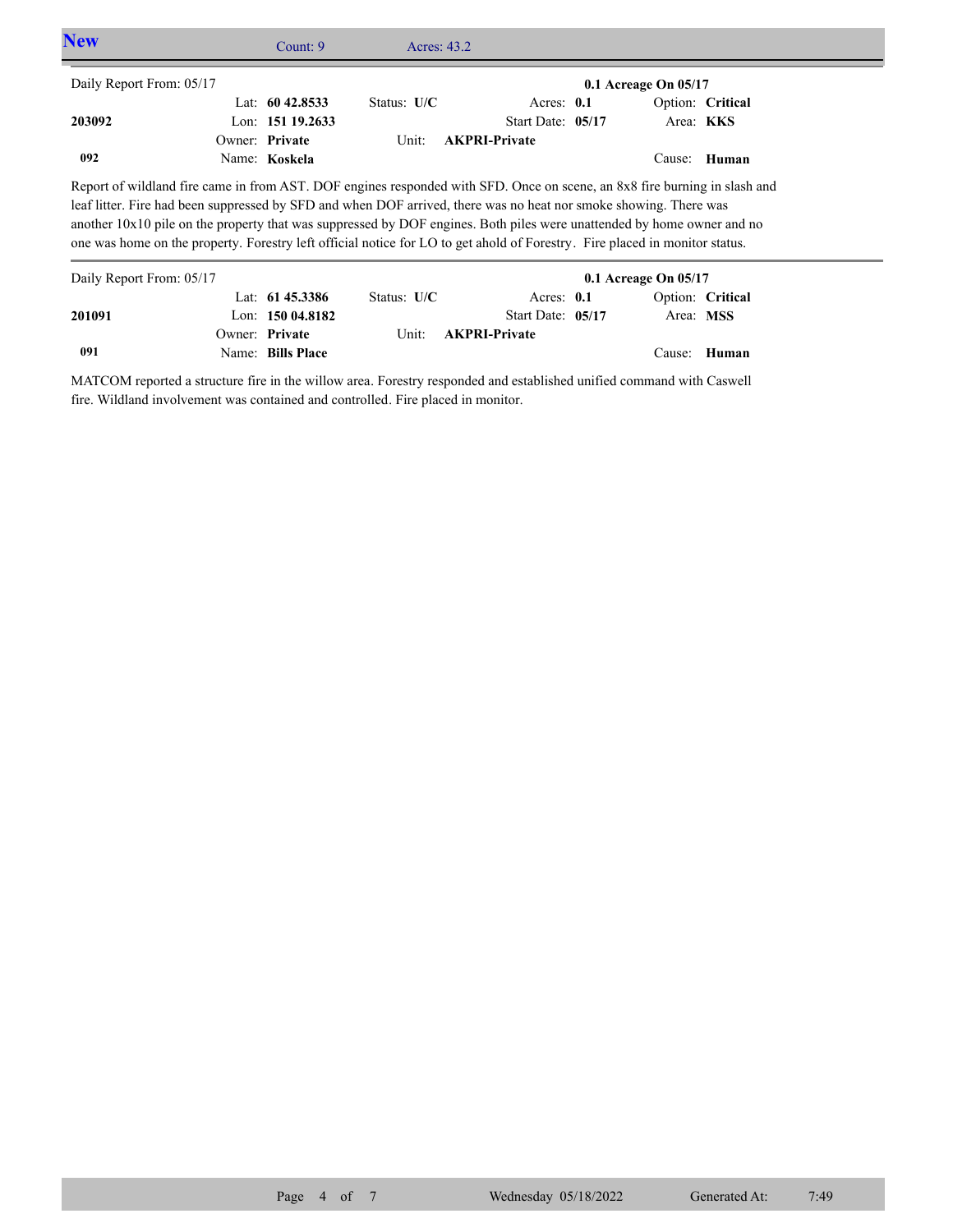## New

Count: 9 Acres: 43.2

Daily Report From: 05/17 0.1 Acreage On 05/17

| | | | | | |
|---|---|---|---|---|---|
| | Lat: **60 42.8533** | Status: **U/C** | Acres: **0.1** | Option: **Critical** | |
| **203092** | Lon: **151 19.2633** | | Start Date: **05/17** | Area: **KKS** | |
| | Owner: **Private** | Unit: **AKPRI-Private** | | | |
| **092** | Name: **Koskela** | | | Cause: **Human** | |

Report of wildland fire came in from AST. DOF engines responded with SFD. Once on scene, an 8x8 fire burning in slash and leaf litter. Fire had been suppressed by SFD and when DOF arrived, there was no heat nor smoke showing. There was another 10x10 pile on the property that was suppressed by DOF engines. Both piles were unattended by home owner and no one was home on the property. Forestry left official notice for LO to get ahold of Forestry. Fire placed in monitor status.

Daily Report From: 05/17 0.1 Acreage On 05/17

| | | | | | |
|---|---|---|---|---|---|
| | Lat: **61 45.3386** | Status: **U/C** | Acres: **0.1** | Option: **Critical** | |
| **201091** | Lon: **150 04.8182** | | Start Date: **05/17** | Area: **MSS** | |
| | Owner: **Private** | Unit: **AKPRI-Private** | | | |
| **091** | Name: **Bills Place** | | | Cause: **Human** | |

MATCOM reported a structure fire in the willow area. Forestry responded and established unified command with Caswell fire. Wildland involvement was contained and controlled. Fire placed in monitor.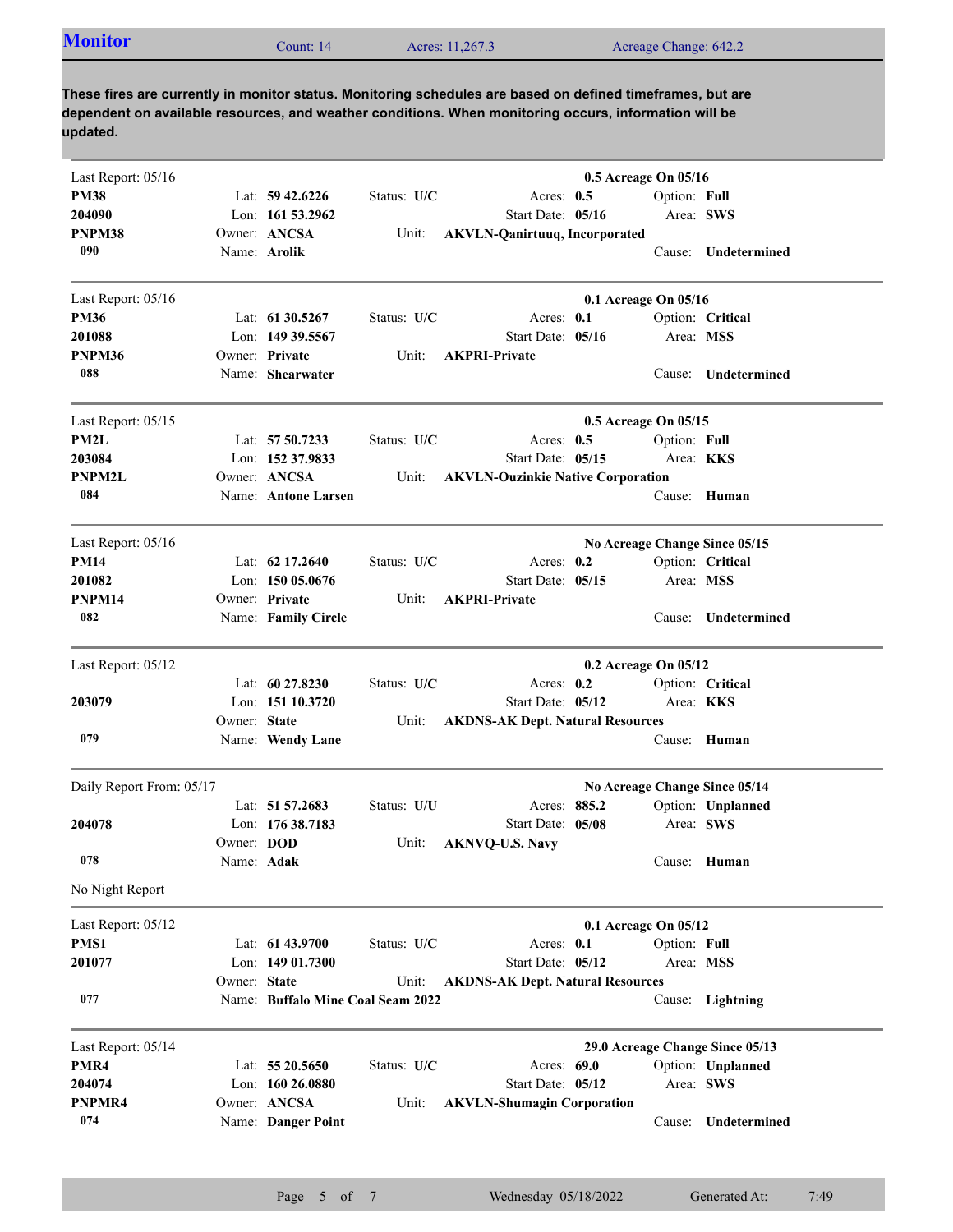## Monitor

Count: 14 Acres: 11,267.3 Acreage Change: 642.2

**These fires are currently in monitor status. Monitoring schedules are based on defined timeframes, but are dependent on available resources, and weather conditions. When monitoring occurs, information will be updated.**

---

Last Report: 05/16 — **0.5 Acreage On 05/16**

**PM38**
**204090**
**PNPM38**
**090**

Lat: **59 42.6226** Status: **U/C** Acres: **0.5** Option: **Full**
Lon: **161 53.2962** Start Date: **05/16** Area: **SWS**
Owner: **ANCSA** Unit: **AKVLN-Qanirtuuq, Incorporated**
Name: **Arolik** Cause: **Undetermined**

---

Last Report: 05/16 — **0.1 Acreage On 05/16**

**PM36**
**201088**
**PNPM36**
**088**

Lat: **61 30.5267** Status: **U/C** Acres: **0.1** Option: **Critical**
Lon: **149 39.5567** Start Date: **05/16** Area: **MSS**
Owner: **Private** Unit: **AKPRI-Private**
Name: **Shearwater** Cause: **Undetermined**

---

Last Report: 05/15 — **0.5 Acreage On 05/15**

**PM2L**
**203084**
**PNPM2L**
**084**

Lat: **57 50.7233** Status: **U/C** Acres: **0.5** Option: **Full**
Lon: **152 37.9833** Start Date: **05/15** Area: **KKS**
Owner: **ANCSA** Unit: **AKVLN-Ouzinkie Native Corporation**
Name: **Antone Larsen** Cause: **Human**

---

Last Report: 05/16 — **No Acreage Change Since 05/15**

**PM14**
**201082**
**PNPM14**
**082**

Lat: **62 17.2640** Status: **U/C** Acres: **0.2** Option: **Critical**
Lon: **150 05.0676** Start Date: **05/15** Area: **MSS**
Owner: **Private** Unit: **AKPRI-Private**
Name: **Family Circle** Cause: **Undetermined**

---

Last Report: 05/12 — **0.2 Acreage On 05/12**

**203079**
**079**

Lat: **60 27.8230** Status: **U/C** Acres: **0.2** Option: **Critical**
Lon: **151 10.3720** Start Date: **05/12** Area: **KKS**
Owner: **State** Unit: **AKDNS-AK Dept. Natural Resources**
Name: **Wendy Lane** Cause: **Human**

---

Daily Report From: 05/17 — **No Acreage Change Since 05/14**

**204078**
**078**

Lat: **51 57.2683** Status: **U/U** Acres: **885.2** Option: **Unplanned**
Lon: **176 38.7183** Start Date: **05/08** Area: **SWS**
Owner: **DOD** Unit: **AKNVQ-U.S. Navy**
Name: **Adak** Cause: **Human**

No Night Report

---

Last Report: 05/12 — **0.1 Acreage On 05/12**

**PMS1**
**201077**
**077**

Lat: **61 43.9700** Status: **U/C** Acres: **0.1** Option: **Full**
Lon: **149 01.7300** Start Date: **05/12** Area: **MSS**
Owner: **State** Unit: **AKDNS-AK Dept. Natural Resources**
Name: **Buffalo Mine Coal Seam 2022** Cause: **Lightning**

---

Last Report: 05/14 — **29.0 Acreage Change Since 05/13**

**PMR4**
**204074**
**PNPMR4**
**074**

Lat: **55 20.5650** Status: **U/C** Acres: **69.0** Option: **Unplanned**
Lon: **160 26.0880** Start Date: **05/12** Area: **SWS**
Owner: **ANCSA** Unit: **AKVLN-Shumagin Corporation**
Name: **Danger Point** Cause: **Undetermined**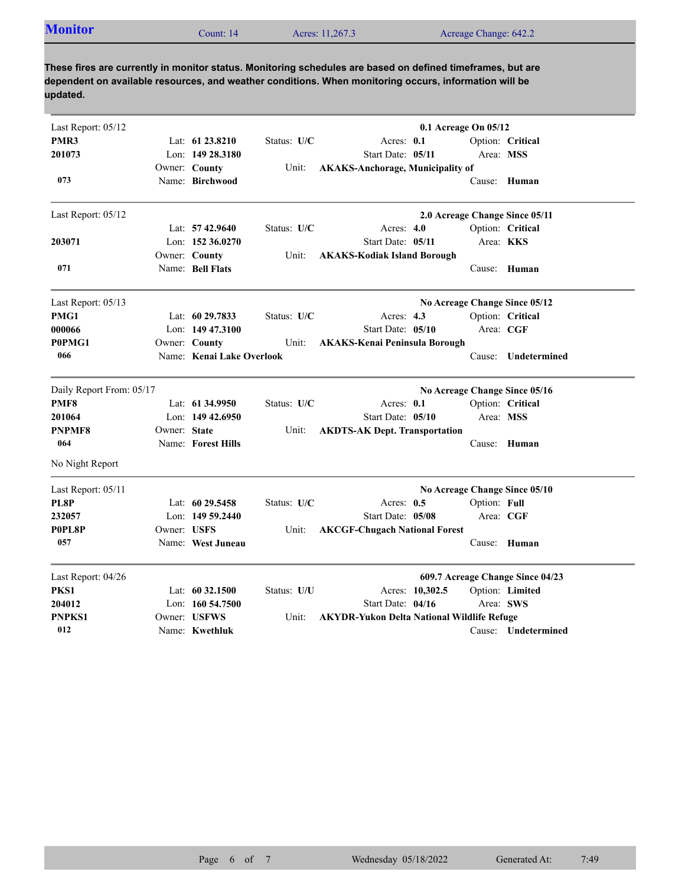## Monitor

Count: 14 | Acres: 11,267.3 | Acreage Change: 642.2

**These fires are currently in monitor status. Monitoring schedules are based on defined timeframes, but are dependent on available resources, and weather conditions. When monitoring occurs, information will be updated.**

---

Last Report: 05/12 — **0.1 Acreage On 05/12**

**PMR3**
**201073**
**073**

Lat: **61 23.8210** | Lon: **149 28.3180** | Owner: **County** | Name: **Birchwood**
Status: **U/C** | Unit: **AKAKS-Anchorage, Municipality of**
Acres: **0.1** | Start Date: **05/11**
Option: **Critical** | Area: **MSS** | Cause: **Human**

---

Last Report: 05/12 — **2.0 Acreage Change Since 05/11**

**203071**
**071**

Lat: **57 42.9640** | Lon: **152 36.0270** | Owner: **County** | Name: **Bell Flats**
Status: **U/C** | Unit: **AKAKS-Kodiak Island Borough**
Acres: **4.0** | Start Date: **05/11**
Option: **Critical** | Area: **KKS** | Cause: **Human**

---

Last Report: 05/13 — **No Acreage Change Since 05/12**

**PMG1**
**000066**
**P0PMG1**
**066**

Lat: **60 29.7833** | Lon: **149 47.3100** | Owner: **County** | Name: **Kenai Lake Overlook**
Status: **U/C** | Unit: **AKAKS-Kenai Peninsula Borough**
Acres: **4.3** | Start Date: **05/10**
Option: **Critical** | Area: **CGF** | Cause: **Undetermined**

---

Daily Report From: 05/17 — **No Acreage Change Since 05/16**

**PMF8**
**201064**
**PNPMF8**
**064**

Lat: **61 34.9950** | Lon: **149 42.6950** | Owner: **State** | Name: **Forest Hills**
Status: **U/C** | Unit: **AKDTS-AK Dept. Transportation**
Acres: **0.1** | Start Date: **05/10**
Option: **Critical** | Area: **MSS** | Cause: **Human**

No Night Report

---

Last Report: 05/11 — **No Acreage Change Since 05/10**

**PL8P**
**232057**
**P0PL8P**
**057**

Lat: **60 29.5458** | Lon: **149 59.2440** | Owner: **USFS** | Name: **West Juneau**
Status: **U/C** | Unit: **AKCGF-Chugach National Forest**
Acres: **0.5** | Start Date: **05/08**
Option: **Full** | Area: **CGF** | Cause: **Human**

---

Last Report: 04/26 — **609.7 Acreage Change Since 04/23**

**PKS1**
**204012**
**PNPKS1**
**012**

Lat: **60 32.1500** | Lon: **160 54.7500** | Owner: **USFWS** | Name: **Kwethluk**
Status: **U/U** | Unit: **AKYDR-Yukon Delta National Wildlife Refuge**
Acres: **10,302.5** | Start Date: **04/16**
Option: **Limited** | Area: **SWS** | Cause: **Undetermined**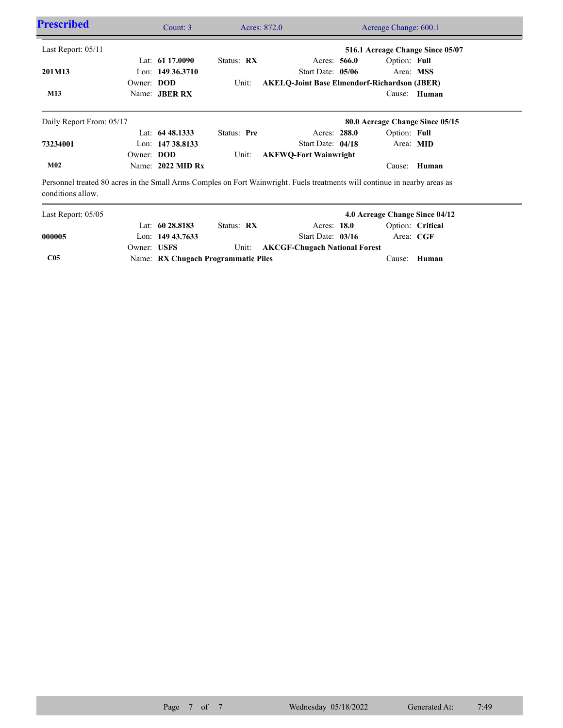## Prescribed

Count: 3 | Acres: 872.0 | Acreage Change: 600.1

---

Last Report: 05/11

**516.1 Acreage Change Since 05/07**

| | | | | |
|---|---|---|---|---|
| | Lat: **61 17.0090** | Status: **RX** | Acres: **566.0** | Option: **Full** |
| **201M13** | Lon: **149 36.3710** | | Start Date: **05/06** | Area: **MSS** |
| | Owner: **DOD** | Unit: **AKELQ-Joint Base Elmendorf-Richardson (JBER)** | | |
| **M13** | Name: **JBER RX** | | | Cause: **Human** |

---

Daily Report From: 05/17

**80.0 Acreage Change Since 05/15**

| | | | | |
|---|---|---|---|---|
| | Lat: **64 48.1333** | Status: **Pre** | Acres: **288.0** | Option: **Full** |
| **73234001** | Lon: **147 38.8133** | | Start Date: **04/18** | Area: **MID** |
| | Owner: **DOD** | Unit: **AKFWQ-Fort Wainwright** | | |
| **M02** | Name: **2022 MID Rx** | | | Cause: **Human** |

Personnel treated 80 acres in the Small Arms Comples on Fort Wainwright. Fuels treatments will continue in nearby areas as conditions allow.

---

Last Report: 05/05

**4.0 Acreage Change Since 04/12**

| | | | | |
|---|---|---|---|---|
| | Lat: **60 28.8183** | Status: **RX** | Acres: **18.0** | Option: **Critical** |
| **000005** | Lon: **149 43.7633** | | Start Date: **03/16** | Area: **CGF** |
| | Owner: **USFS** | Unit: **AKCGF-Chugach National Forest** | | |
| **C05** | Name: **RX Chugach Programmatic Piles** | | | Cause: **Human** |